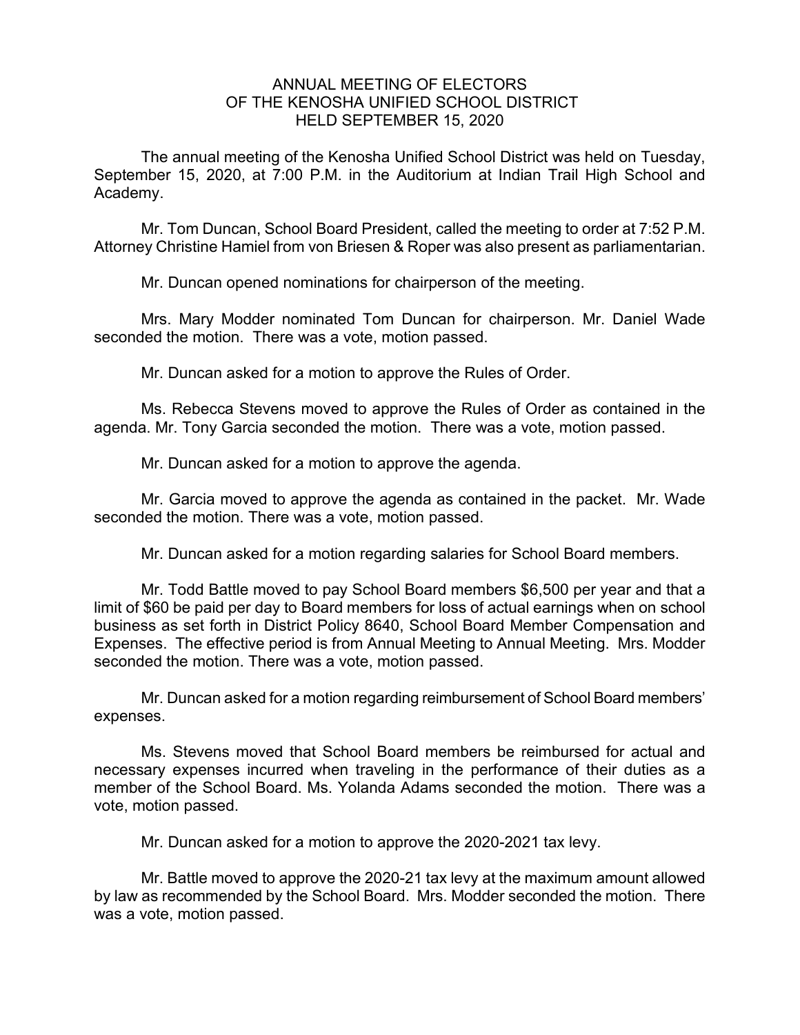# ANNUAL MEETING OF ELECTORS OF THE KENOSHA UNIFIED SCHOOL DISTRICT HELD SEPTEMBER 15, 2020

The annual meeting of the Kenosha Unified School District was held on Tuesday, September 15, 2020, at 7:00 P.M. in the Auditorium at Indian Trail High School and Academy.

Mr. Tom Duncan, School Board President, called the meeting to order at 7:52 P.M. Attorney Christine Hamiel from von Briesen & Roper was also present as parliamentarian.

Mr. Duncan opened nominations for chairperson of the meeting.

Mrs. Mary Modder nominated Tom Duncan for chairperson. Mr. Daniel Wade seconded the motion. There was a vote, motion passed.

Mr. Duncan asked for a motion to approve the Rules of Order.

Ms. Rebecca Stevens moved to approve the Rules of Order as contained in the agenda. Mr. Tony Garcia seconded the motion. There was a vote, motion passed.

Mr. Duncan asked for a motion to approve the agenda.

Mr. Garcia moved to approve the agenda as contained in the packet. Mr. Wade seconded the motion. There was a vote, motion passed.

Mr. Duncan asked for a motion regarding salaries for School Board members.

Mr. Todd Battle moved to pay School Board members $6,500 per year and that a limit of $60 be paid per day to Board members for loss of actual earnings when on school business as set forth in District Policy 8640, School Board Member Compensation and Expenses. The effective period is from Annual Meeting to Annual Meeting. Mrs. Modder seconded the motion. There was a vote, motion passed.

Mr. Duncan asked for a motion regarding reimbursement of School Board members' expenses.

Ms. Stevens moved that School Board members be reimbursed for actual and necessary expenses incurred when traveling in the performance of their duties as a member of the School Board. Ms. Yolanda Adams seconded the motion. There was a vote, motion passed.

Mr. Duncan asked for a motion to approve the 2020-2021 tax levy.

Mr. Battle moved to approve the 2020-21 tax levy at the maximum amount allowed by law as recommended by the School Board. Mrs. Modder seconded the motion. There was a vote, motion passed.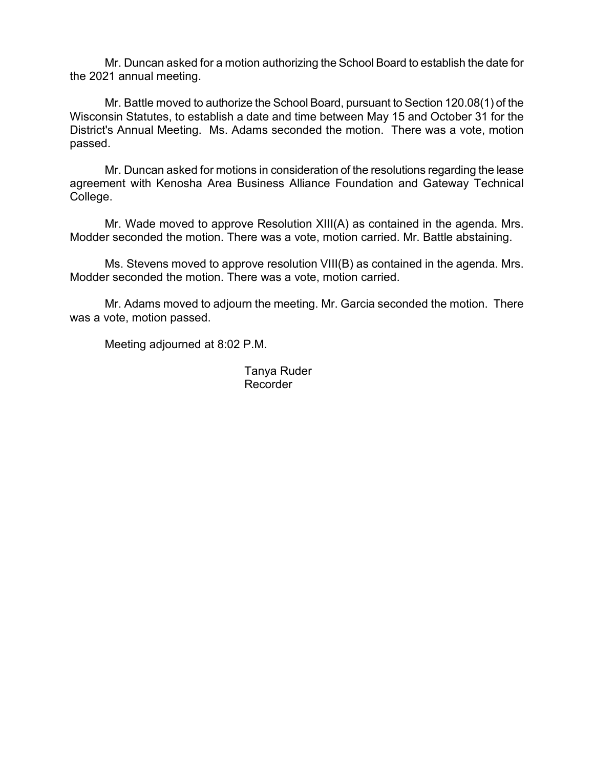Mr. Duncan asked for a motion authorizing the School Board to establish the date for the 2021 annual meeting.

Mr. Battle moved to authorize the School Board, pursuant to Section 120.08(1) of the Wisconsin Statutes, to establish a date and time between May 15 and October 31 for the District's Annual Meeting. Ms. Adams seconded the motion. There was a vote, motion passed.

Mr. Duncan asked for motions in consideration of the resolutions regarding the lease agreement with Kenosha Area Business Alliance Foundation and Gateway Technical College.

Mr. Wade moved to approve Resolution XIII(A) as contained in the agenda. Mrs. Modder seconded the motion. There was a vote, motion carried. Mr. Battle abstaining.

Ms. Stevens moved to approve resolution VIII(B) as contained in the agenda. Mrs. Modder seconded the motion. There was a vote, motion carried.

Mr. Adams moved to adjourn the meeting. Mr. Garcia seconded the motion. There was a vote, motion passed.

Meeting adjourned at 8:02 P.M.

Tanya Ruder
Recorder